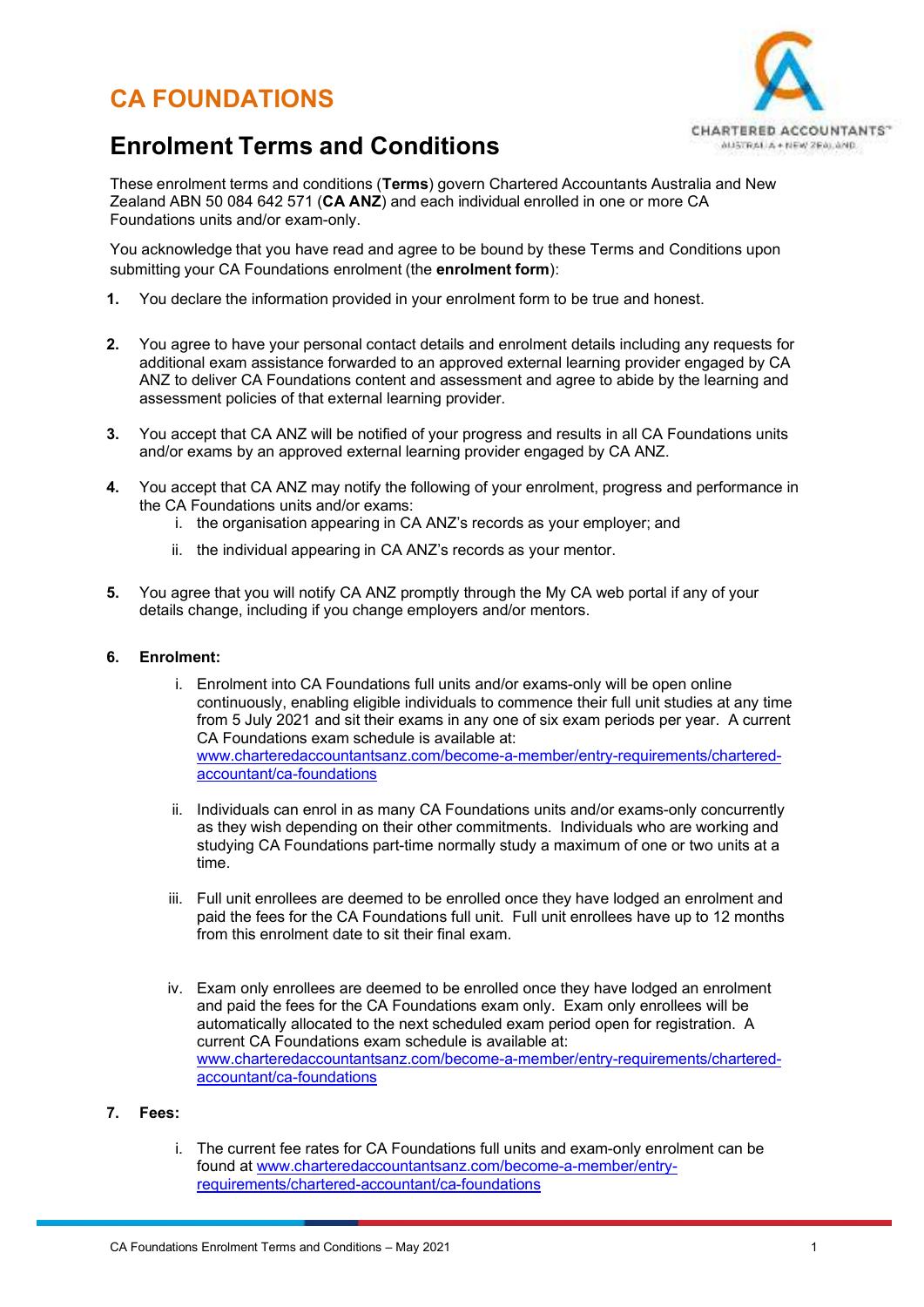# CA FOUNDATIONS

## Enrolment Terms and Conditions

These enrolment terms and conditions (**Terms**) govern Chartered Accountants Australia and New Zealand ABN 50 084 642 571 (**CA ANZ**) and each individual enrolled in one or more CA Foundations units and/or exam-only.

You acknowledge that you have read and agree to be bound by these Terms and Conditions upon submitting your CA Foundations enrolment (the **enrolment form**):

1. You declare the information provided in your enrolment form to be true and honest.

2. You agree to have your personal contact details and enrolment details including any requests for additional exam assistance forwarded to an approved external learning provider engaged by CA ANZ to deliver CA Foundations content and assessment and agree to abide by the learning and assessment policies of that external learning provider.

3. You accept that CA ANZ will be notified of your progress and results in all CA Foundations units and/or exams by an approved external learning provider engaged by CA ANZ.

4. You accept that CA ANZ may notify the following of your enrolment, progress and performance in the CA Foundations units and/or exams:
   i. the organisation appearing in CA ANZ's records as your employer; and
   ii. the individual appearing in CA ANZ's records as your mentor.

5. You agree that you will notify CA ANZ promptly through the My CA web portal if any of your details change, including if you change employers and/or mentors.

6. **Enrolment:**
   i. Enrolment into CA Foundations full units and/or exams-only will be open online continuously, enabling eligible individuals to commence their full unit studies at any time from 5 July 2021 and sit their exams in any one of six exam periods per year. A current CA Foundations exam schedule is available at: www.charteredaccountantsanz.com/become-a-member/entry-requirements/chartered-accountant/ca-foundations

   ii. Individuals can enrol in as many CA Foundations units and/or exams-only concurrently as they wish depending on their other commitments. Individuals who are working and studying CA Foundations part-time normally study a maximum of one or two units at a time.

   iii. Full unit enrollees are deemed to be enrolled once they have lodged an enrolment and paid the fees for the CA Foundations full unit. Full unit enrollees have up to 12 months from this enrolment date to sit their final exam.

   iv. Exam only enrollees are deemed to be enrolled once they have lodged an enrolment and paid the fees for the CA Foundations exam only. Exam only enrollees will be automatically allocated to the next scheduled exam period open for registration. A current CA Foundations exam schedule is available at: www.charteredaccountantsanz.com/become-a-member/entry-requirements/chartered-accountant/ca-foundations

7. **Fees:**
   i. The current fee rates for CA Foundations full units and exam-only enrolment can be found at www.charteredaccountantsanz.com/become-a-member/entry-requirements/chartered-accountant/ca-foundations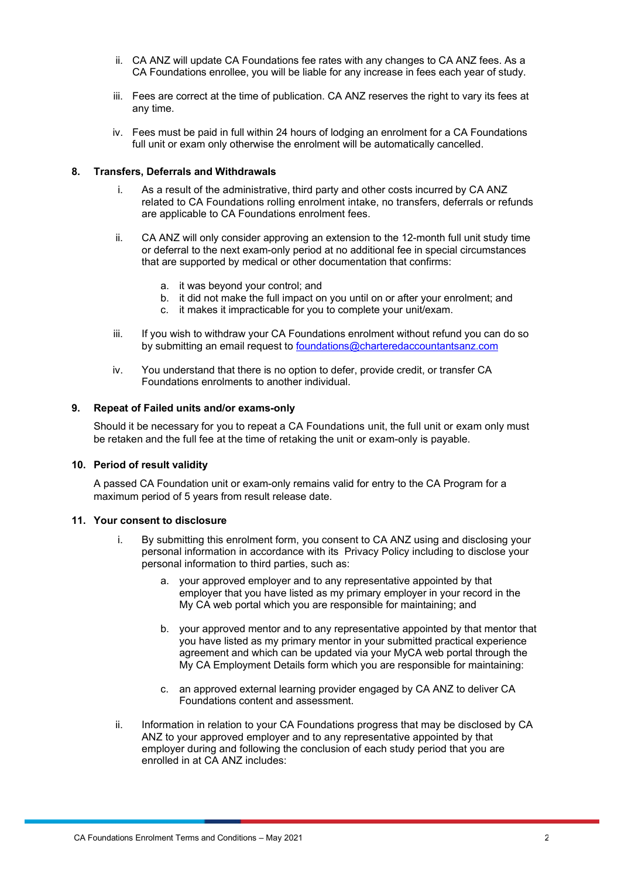ii. CA ANZ will update CA Foundations fee rates with any changes to CA ANZ fees. As a CA Foundations enrollee, you will be liable for any increase in fees each year of study.

iii. Fees are correct at the time of publication. CA ANZ reserves the right to vary its fees at any time.

iv. Fees must be paid in full within 24 hours of lodging an enrolment for a CA Foundations full unit or exam only otherwise the enrolment will be automatically cancelled.

**8. Transfers, Deferrals and Withdrawals**

i. As a result of the administrative, third party and other costs incurred by CA ANZ related to CA Foundations rolling enrolment intake, no transfers, deferrals or refunds are applicable to CA Foundations enrolment fees.

ii. CA ANZ will only consider approving an extension to the 12-month full unit study time or deferral to the next exam-only period at no additional fee in special circumstances that are supported by medical or other documentation that confirms:

a. it was beyond your control; and
b. it did not make the full impact on you until on or after your enrolment; and
c. it makes it impracticable for you to complete your unit/exam.

iii. If you wish to withdraw your CA Foundations enrolment without refund you can do so by submitting an email request to foundations@charteredaccountantsanz.com

iv. You understand that there is no option to defer, provide credit, or transfer CA Foundations enrolments to another individual.

**9. Repeat of Failed units and/or exams-only**

Should it be necessary for you to repeat a CA Foundations unit, the full unit or exam only must be retaken and the full fee at the time of retaking the unit or exam-only is payable.

**10. Period of result validity**

A passed CA Foundation unit or exam-only remains valid for entry to the CA Program for a maximum period of 5 years from result release date.

**11. Your consent to disclosure**

i. By submitting this enrolment form, you consent to CA ANZ using and disclosing your personal information in accordance with its Privacy Policy including to disclose your personal information to third parties, such as:

a. your approved employer and to any representative appointed by that employer that you have listed as my primary employer in your record in the My CA web portal which you are responsible for maintaining; and

b. your approved mentor and to any representative appointed by that mentor that you have listed as my primary mentor in your submitted practical experience agreement and which can be updated via your MyCA web portal through the My CA Employment Details form which you are responsible for maintaining:

c. an approved external learning provider engaged by CA ANZ to deliver CA Foundations content and assessment.

ii. Information in relation to your CA Foundations progress that may be disclosed by CA ANZ to your approved employer and to any representative appointed by that employer during and following the conclusion of each study period that you are enrolled in at CA ANZ includes: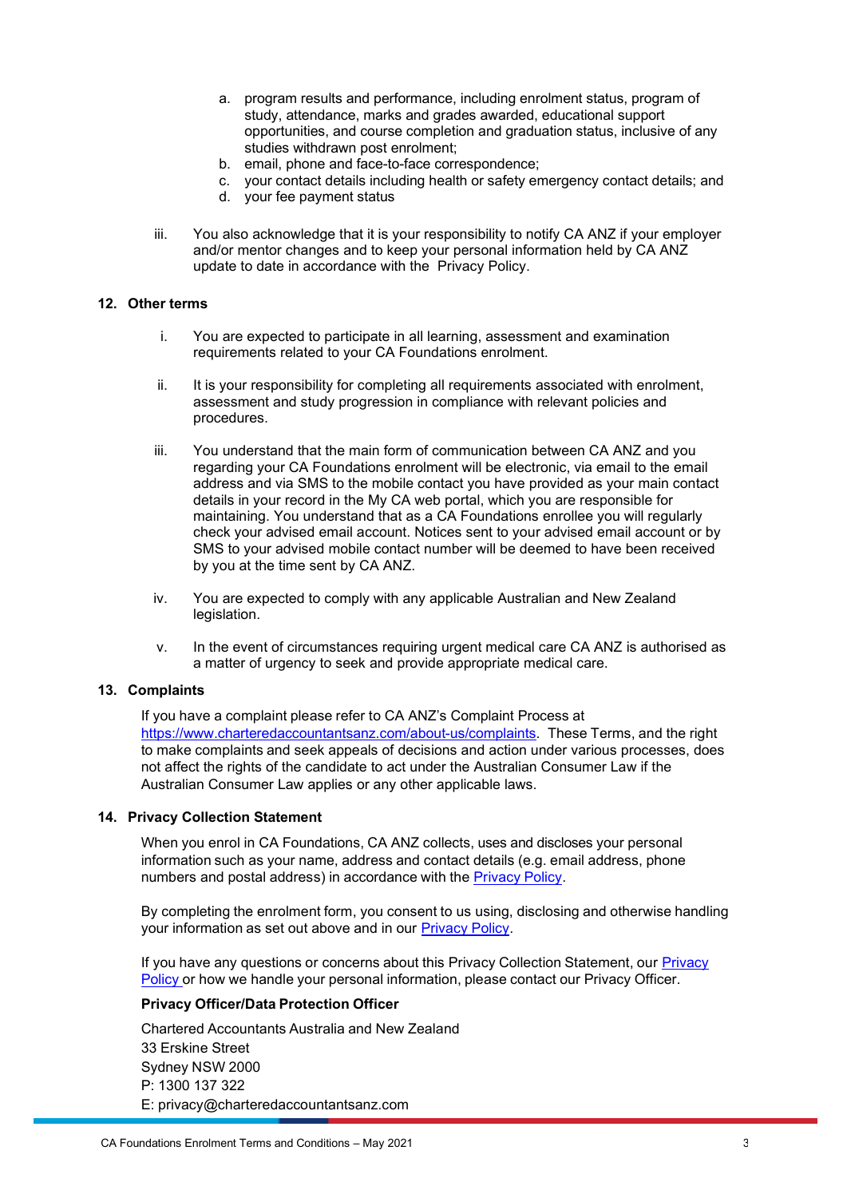a. program results and performance, including enrolment status, program of study, attendance, marks and grades awarded, educational support opportunities, and course completion and graduation status, inclusive of any studies withdrawn post enrolment;
b. email, phone and face-to-face correspondence;
c. your contact details including health or safety emergency contact details; and
d. your fee payment status

iii. You also acknowledge that it is your responsibility to notify CA ANZ if your employer and/or mentor changes and to keep your personal information held by CA ANZ update to date in accordance with the Privacy Policy.

## 12. Other terms

i. You are expected to participate in all learning, assessment and examination requirements related to your CA Foundations enrolment.

ii. It is your responsibility for completing all requirements associated with enrolment, assessment and study progression in compliance with relevant policies and procedures.

iii. You understand that the main form of communication between CA ANZ and you regarding your CA Foundations enrolment will be electronic, via email to the email address and via SMS to the mobile contact you have provided as your main contact details in your record in the My CA web portal, which you are responsible for maintaining. You understand that as a CA Foundations enrollee you will regularly check your advised email account. Notices sent to your advised email account or by SMS to your advised mobile contact number will be deemed to have been received by you at the time sent by CA ANZ.

iv. You are expected to comply with any applicable Australian and New Zealand legislation.

v. In the event of circumstances requiring urgent medical care CA ANZ is authorised as a matter of urgency to seek and provide appropriate medical care.

## 13. Complaints

If you have a complaint please refer to CA ANZ's Complaint Process at https://www.charteredaccountantsanz.com/about-us/complaints. These Terms, and the right to make complaints and seek appeals of decisions and action under various processes, does not affect the rights of the candidate to act under the Australian Consumer Law if the Australian Consumer Law applies or any other applicable laws.

## 14. Privacy Collection Statement

When you enrol in CA Foundations, CA ANZ collects, uses and discloses your personal information such as your name, address and contact details (e.g. email address, phone numbers and postal address) in accordance with the Privacy Policy.

By completing the enrolment form, you consent to us using, disclosing and otherwise handling your information as set out above and in our Privacy Policy.

If you have any questions or concerns about this Privacy Collection Statement, our Privacy Policy or how we handle your personal information, please contact our Privacy Officer.

**Privacy Officer/Data Protection Officer**

Chartered Accountants Australia and New Zealand
33 Erskine Street
Sydney NSW 2000
P: 1300 137 322
E: privacy@charteredaccountantsanz.com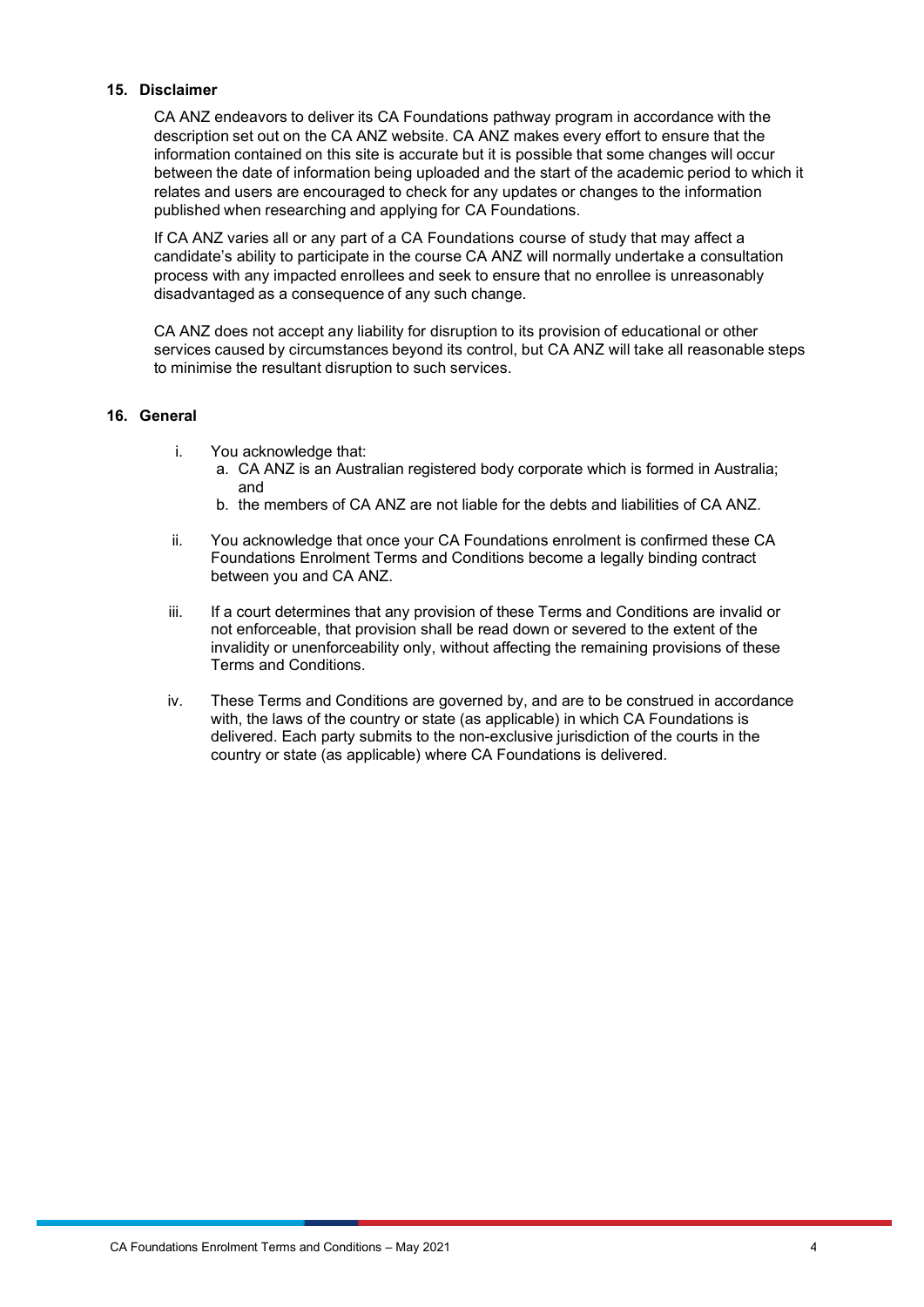## 15. Disclaimer

CA ANZ endeavors to deliver its CA Foundations pathway program in accordance with the description set out on the CA ANZ website. CA ANZ makes every effort to ensure that the information contained on this site is accurate but it is possible that some changes will occur between the date of information being uploaded and the start of the academic period to which it relates and users are encouraged to check for any updates or changes to the information published when researching and applying for CA Foundations.

If CA ANZ varies all or any part of a CA Foundations course of study that may affect a candidate's ability to participate in the course CA ANZ will normally undertake a consultation process with any impacted enrollees and seek to ensure that no enrollee is unreasonably disadvantaged as a consequence of any such change.

CA ANZ does not accept any liability for disruption to its provision of educational or other services caused by circumstances beyond its control, but CA ANZ will take all reasonable steps to minimise the resultant disruption to such services.

## 16. General

i. You acknowledge that:
   a. CA ANZ is an Australian registered body corporate which is formed in Australia; and
   b. the members of CA ANZ are not liable for the debts and liabilities of CA ANZ.

ii. You acknowledge that once your CA Foundations enrolment is confirmed these CA Foundations Enrolment Terms and Conditions become a legally binding contract between you and CA ANZ.

iii. If a court determines that any provision of these Terms and Conditions are invalid or not enforceable, that provision shall be read down or severed to the extent of the invalidity or unenforceability only, without affecting the remaining provisions of these Terms and Conditions.

iv. These Terms and Conditions are governed by, and are to be construed in accordance with, the laws of the country or state (as applicable) in which CA Foundations is delivered. Each party submits to the non-exclusive jurisdiction of the courts in the country or state (as applicable) where CA Foundations is delivered.